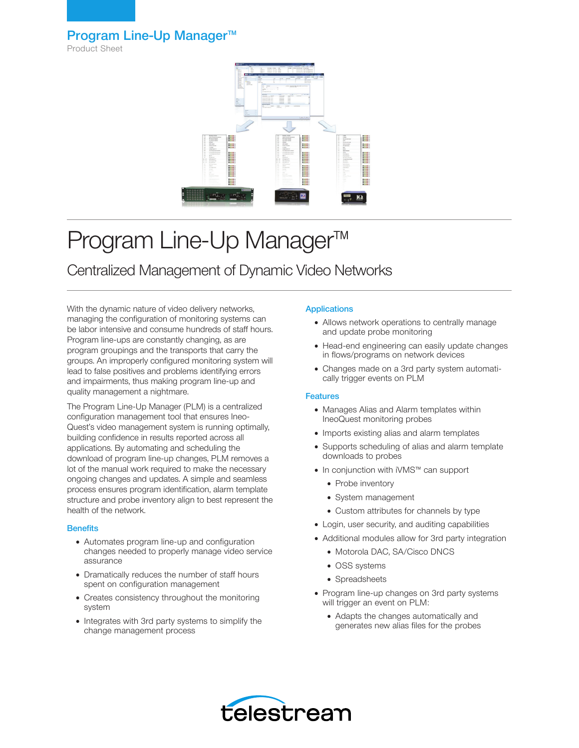# Program Line-Up Manager™

Product Sheet

# Program Line-Up Manager™

## Centralized Management of Dynamic Video Networks

With the dynamic nature of video delivery networks, managing the configuration of monitoring systems can be labor intensive and consume hundreds of staff hours. Program line-ups are constantly changing, as are program groupings and the transports that carry the groups. An improperly configured monitoring system will lead to false positives and problems identifying errors and impairments, thus making program line-up and quality management a nightmare.

The Program Line-Up Manager (PLM) is a centralized configuration management tool that ensures IneoQuest's video management system is running optimally, building confidence in results reported across all applications. By automating and scheduling the download of program line-up changes, PLM removes a lot of the manual work required to make the necessary ongoing changes and updates. A simple and seamless process ensures program identification, alarm template structure and probe inventory align to best represent the health of the network.

### Benefits

- Automates program line-up and configuration changes needed to properly manage video service assurance
- Dramatically reduces the number of staff hours spent on configuration management
- Creates consistency throughout the monitoring system
- Integrates with 3rd party systems to simplify the change management process

### Applications

- Allows network operations to centrally manage and update probe monitoring
- Head-end engineering can easily update changes in flows/programs on network devices
- Changes made on a 3rd party system automatically trigger events on PLM

### Features

- Manages Alias and Alarm templates within IneoQuest monitoring probes
- Imports existing alias and alarm templates
- Supports scheduling of alias and alarm template downloads to probes
- In conjunction with iVMS™ can support
  - Probe inventory
  - System management
  - Custom attributes for channels by type
- Login, user security, and auditing capabilities
- Additional modules allow for 3rd party integration
  - Motorola DAC, SA/Cisco DNCS
  - OSS systems
  - Spreadsheets
- Program line-up changes on 3rd party systems will trigger an event on PLM:
  - Adapts the changes automatically and generates new alias files for the probes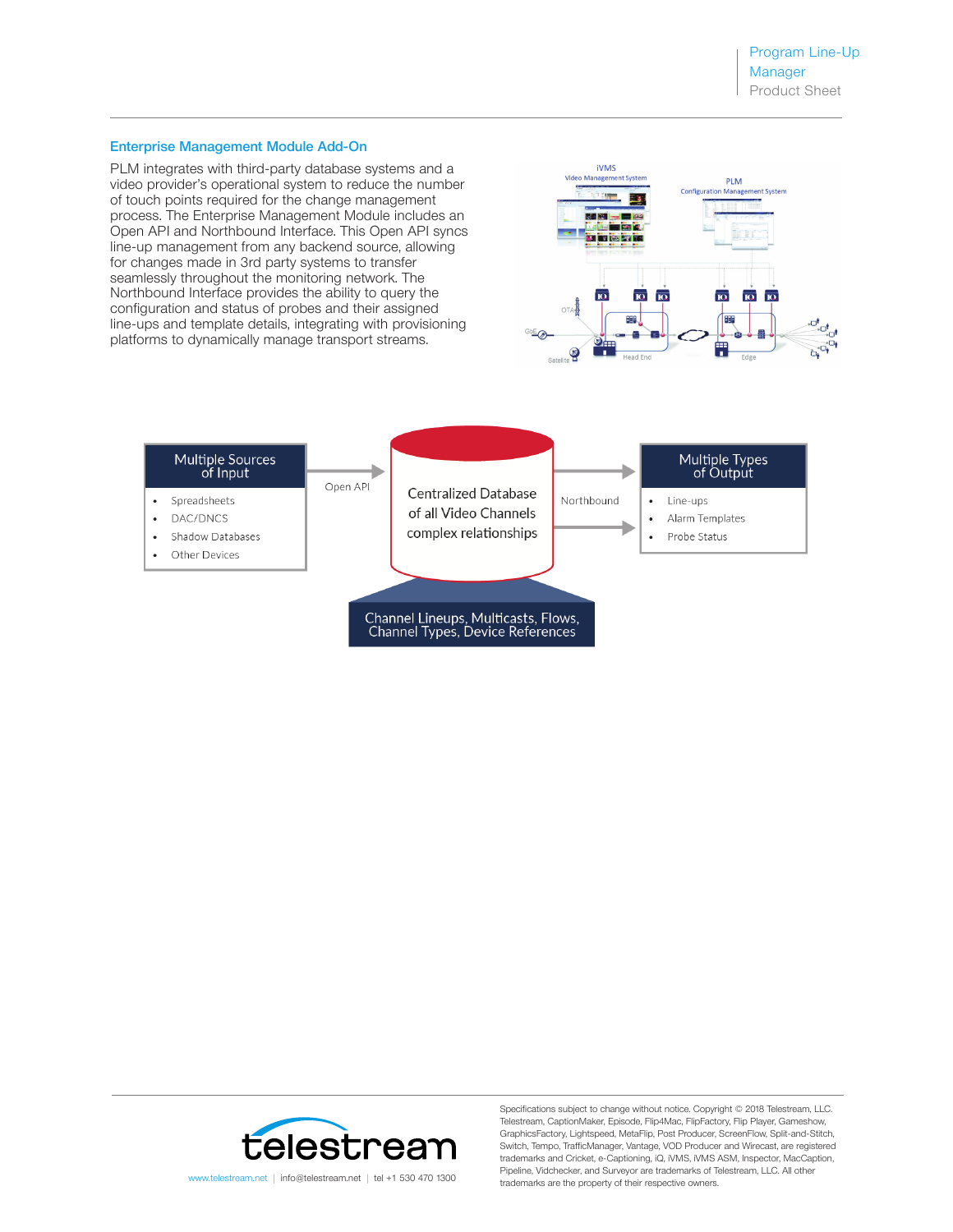## Enterprise Management Module Add-On

PLM integrates with third-party database systems and a video provider's operational system to reduce the number of touch points required for the change management process. The Enterprise Management Module includes an Open API and Northbound Interface. This Open API syncs line-up management from any backend source, allowing for changes made in 3rd party systems to transfer seamlessly throughout the monitoring network. The Northbound Interface provides the ability to query the configuration and status of probes and their assigned line-ups and template details, integrating with provisioning platforms to dynamically manage transport streams.

iVMS
Video Management System

PLM
Configuration Management System

OTA

GbE

Satellite

Head End

Edge

Multiple Sources of Input

- Spreadsheets
- DAC/DNCS
- Shadow Databases
- Other Devices

Open API

Centralized Database of all Video Channels complex relationships

Northbound

Multiple Types of Output

- Line-ups
- Alarm Templates
- Probe Status

Channel Lineups, Multicasts, Flows, Channel Types, Device References

telestream

www.telestream.net | info@telestream.net | tel +1 530 470 1300

Specifications subject to change without notice. Copyright © 2018 Telestream, LLC. Telestream, CaptionMaker, Episode, Flip4Mac, FlipFactory, Flip Player, Gameshow, GraphicsFactory, Lightspeed, MetaFlip, Post Producer, ScreenFlow, Split-and-Stitch, Switch, Tempo, TrafficManager, Vantage, VOD Producer and Wirecast, are registered trademarks and Cricket, e-Captioning, iQ, iVMS, iVMS ASM, Inspector, MacCaption, Pipeline, Vidchecker, and Surveyor are trademarks of Telestream, LLC. All other trademarks are the property of their respective owners.